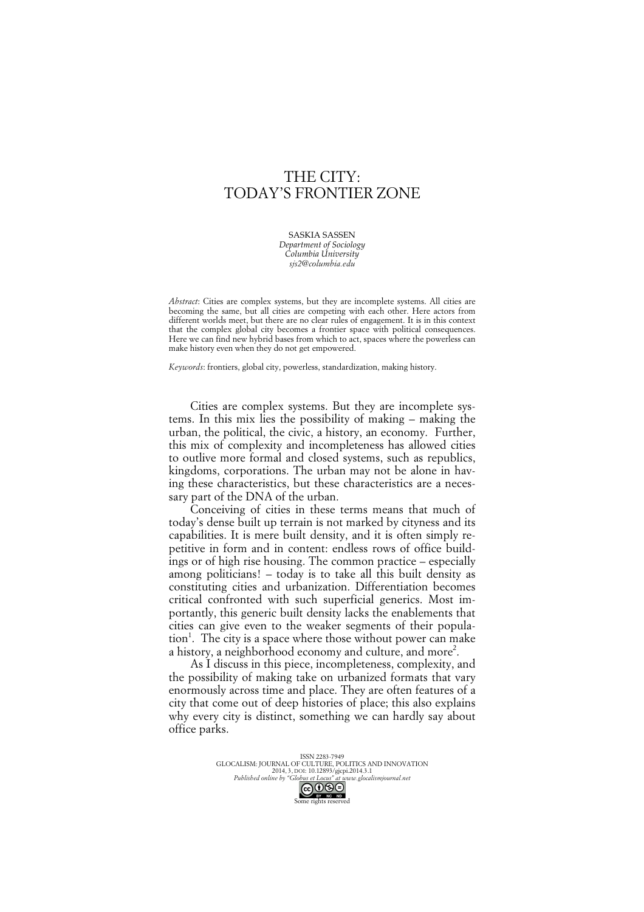# THE CITY: TODAY'S FRONTIER ZONE

SASKIA SASSEN
*Department of Sociology*
*Columbia University*
*sjs2@columbia.edu*

*Abstract*: Cities are complex systems, but they are incomplete systems. All cities are becoming the same, but all cities are competing with each other. Here actors from different worlds meet, but there are no clear rules of engagement. It is in this context that the complex global city becomes a frontier space with political consequences. Here we can find new hybrid bases from which to act, spaces where the powerless can make history even when they do not get empowered.

*Keywords*: frontiers, global city, powerless, standardization, making history.

Cities are complex systems. But they are incomplete systems. In this mix lies the possibility of making – making the urban, the political, the civic, a history, an economy. Further, this mix of complexity and incompleteness has allowed cities to outlive more formal and closed systems, such as republics, kingdoms, corporations. The urban may not be alone in having these characteristics, but these characteristics are a necessary part of the DNA of the urban.

Conceiving of cities in these terms means that much of today's dense built up terrain is not marked by cityness and its capabilities. It is mere built density, and it is often simply repetitive in form and in content: endless rows of office buildings or of high rise housing. The common practice – especially among politicians! – today is to take all this built density as constituting cities and urbanization. Differentiation becomes critical confronted with such superficial generics. Most importantly, this generic built density lacks the enablements that cities can give even to the weaker segments of their population[1]. The city is a space where those without power can make a history, a neighborhood economy and culture, and more[2].

As I discuss in this piece, incompleteness, complexity, and the possibility of making take on urbanized formats that vary enormously across time and place. They are often features of a city that come out of deep histories of place; this also explains why every city is distinct, something we can hardly say about office parks.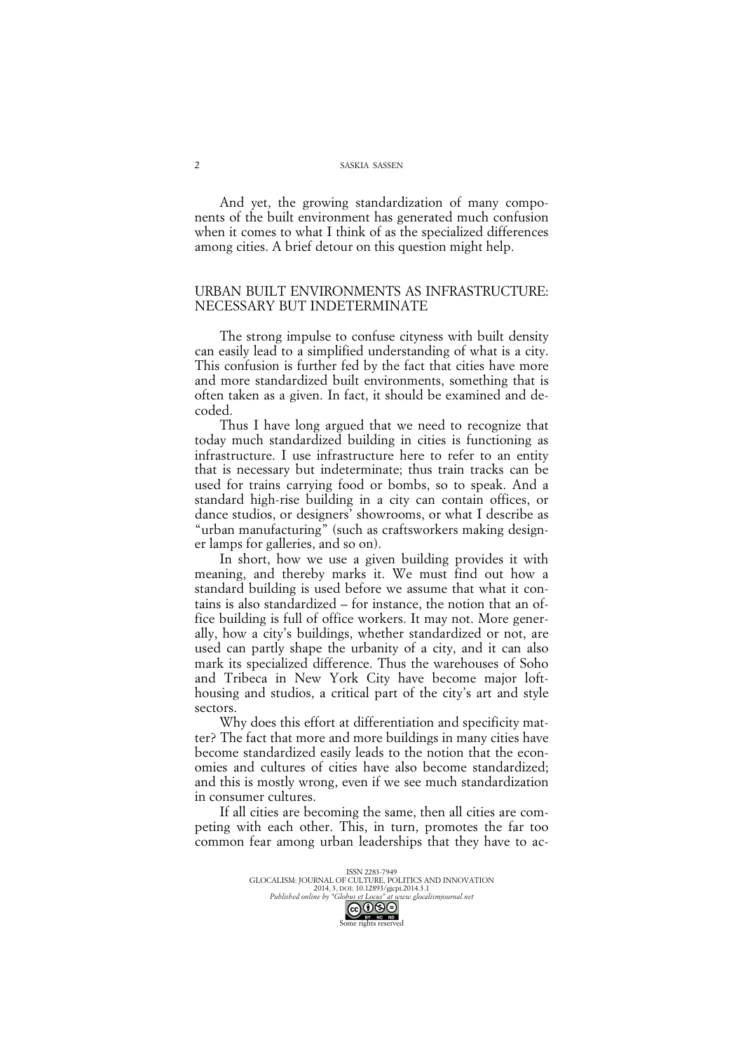And yet, the growing standardization of many components of the built environment has generated much confusion when it comes to what I think of as the specialized differences among cities. A brief detour on this question might help.

## URBAN BUILT ENVIRONMENTS AS INFRASTRUCTURE: NECESSARY BUT INDETERMINATE

The strong impulse to confuse cityness with built density can easily lead to a simplified understanding of what is a city. This confusion is further fed by the fact that cities have more and more standardized built environments, something that is often taken as a given. In fact, it should be examined and decoded.

Thus I have long argued that we need to recognize that today much standardized building in cities is functioning as infrastructure. I use infrastructure here to refer to an entity that is necessary but indeterminate; thus train tracks can be used for trains carrying food or bombs, so to speak. And a standard high-rise building in a city can contain offices, or dance studios, or designers' showrooms, or what I describe as "urban manufacturing" (such as craftsworkers making designer lamps for galleries, and so on).

In short, how we use a given building provides it with meaning, and thereby marks it. We must find out how a standard building is used before we assume that what it contains is also standardized – for instance, the notion that an office building is full of office workers. It may not. More generally, how a city's buildings, whether standardized or not, are used can partly shape the urbanity of a city, and it can also mark its specialized difference. Thus the warehouses of Soho and Tribeca in New York City have become major loft-housing and studios, a critical part of the city's art and style sectors.

Why does this effort at differentiation and specificity matter? The fact that more and more buildings in many cities have become standardized easily leads to the notion that the economies and cultures of cities have also become standardized; and this is mostly wrong, even if we see much standardization in consumer cultures.

If all cities are becoming the same, then all cities are competing with each other. This, in turn, promotes the far too common fear among urban leaderships that they have to ac-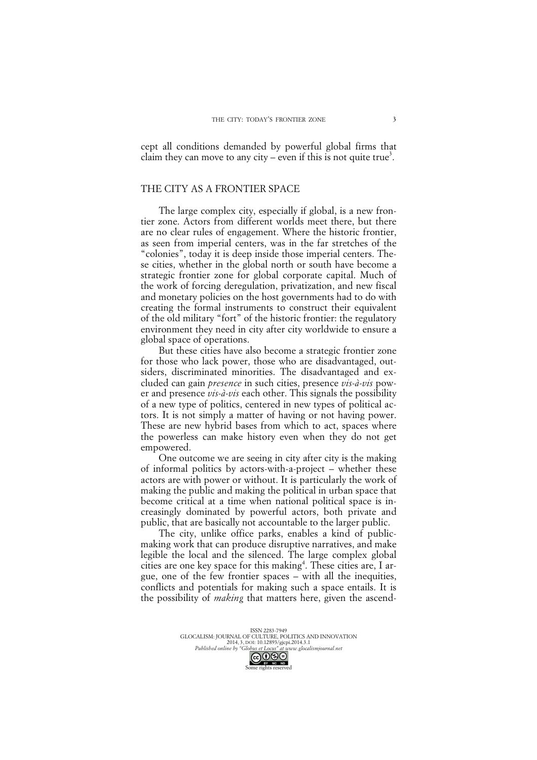cept all conditions demanded by powerful global firms that claim they can move to any city – even if this is not quite true[3].

## THE CITY AS A FRONTIER SPACE

The large complex city, especially if global, is a new frontier zone. Actors from different worlds meet there, but there are no clear rules of engagement. Where the historic frontier, as seen from imperial centers, was in the far stretches of the "colonies", today it is deep inside those imperial centers. These cities, whether in the global north or south have become a strategic frontier zone for global corporate capital. Much of the work of forcing deregulation, privatization, and new fiscal and monetary policies on the host governments had to do with creating the formal instruments to construct their equivalent of the old military "fort" of the historic frontier: the regulatory environment they need in city after city worldwide to ensure a global space of operations.

But these cities have also become a strategic frontier zone for those who lack power, those who are disadvantaged, outsiders, discriminated minorities. The disadvantaged and excluded can gain *presence* in such cities, presence *vis-à-vis* power and presence *vis-à-vis* each other. This signals the possibility of a new type of politics, centered in new types of political actors. It is not simply a matter of having or not having power. These are new hybrid bases from which to act, spaces where the powerless can make history even when they do not get empowered.

One outcome we are seeing in city after city is the making of informal politics by actors-with-a-project – whether these actors are with power or without. It is particularly the work of making the public and making the political in urban space that become critical at a time when national political space is increasingly dominated by powerful actors, both private and public, that are basically not accountable to the larger public.

The city, unlike office parks, enables a kind of public-making work that can produce disruptive narratives, and make legible the local and the silenced. The large complex global cities are one key space for this making[4]. These cities are, I argue, one of the few frontier spaces – with all the inequities, conflicts and potentials for making such a space entails. It is the possibility of *making* that matters here, given the ascend-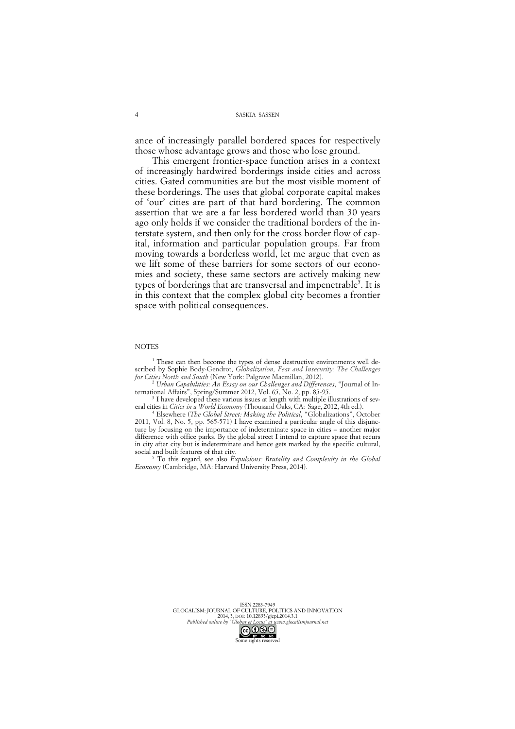ance of increasingly parallel bordered spaces for respectively those whose advantage grows and those who lose ground.

This emergent frontier-space function arises in a context of increasingly hardwired borderings inside cities and across cities. Gated communities are but the most visible moment of these borderings. The uses that global corporate capital makes of 'our' cities are part of that hard bordering. The common assertion that we are a far less bordered world than 30 years ago only holds if we consider the traditional borders of the interstate system, and then only for the cross border flow of capital, information and particular population groups. Far from moving towards a borderless world, let me argue that even as we lift some of these barriers for some sectors of our economies and society, these same sectors are actively making new types of borderings that are transversal and impenetrable[5]. It is in this context that the complex global city becomes a frontier space with political consequences.

NOTES

[1] These can then become the types of dense destructive environments well described by Sophie Body-Gendrot, *Globalization, Fear and Insecurity: The Challenges for Cities North and South* (New York: Palgrave Macmillan, 2012).

[2] *Urban Capabilities: An Essay on our Challenges and Differences*, "Journal of International Affairs", Spring/Summer 2012, Vol. 65, No. 2, pp. 85-95.

[3] I have developed these various issues at length with multiple illustrations of several cities in *Cities in a World Economy* (Thousand Oaks, CA: Sage, 2012, 4th ed.).

[4] Elsewhere (*The Global Street: Making the Political*, "Globalizations", October 2011, Vol. 8, No. 5, pp. 565-571) I have examined a particular angle of this disjuncture by focusing on the importance of indeterminate space in cities – another major difference with office parks. By the global street I intend to capture space that recurs in city after city but is indeterminate and hence gets marked by the specific cultural, social and built features of that city.

[5] To this regard, see also *Expulsions: Brutality and Complexity in the Global Economy* (Cambridge, MA: Harvard University Press, 2014).